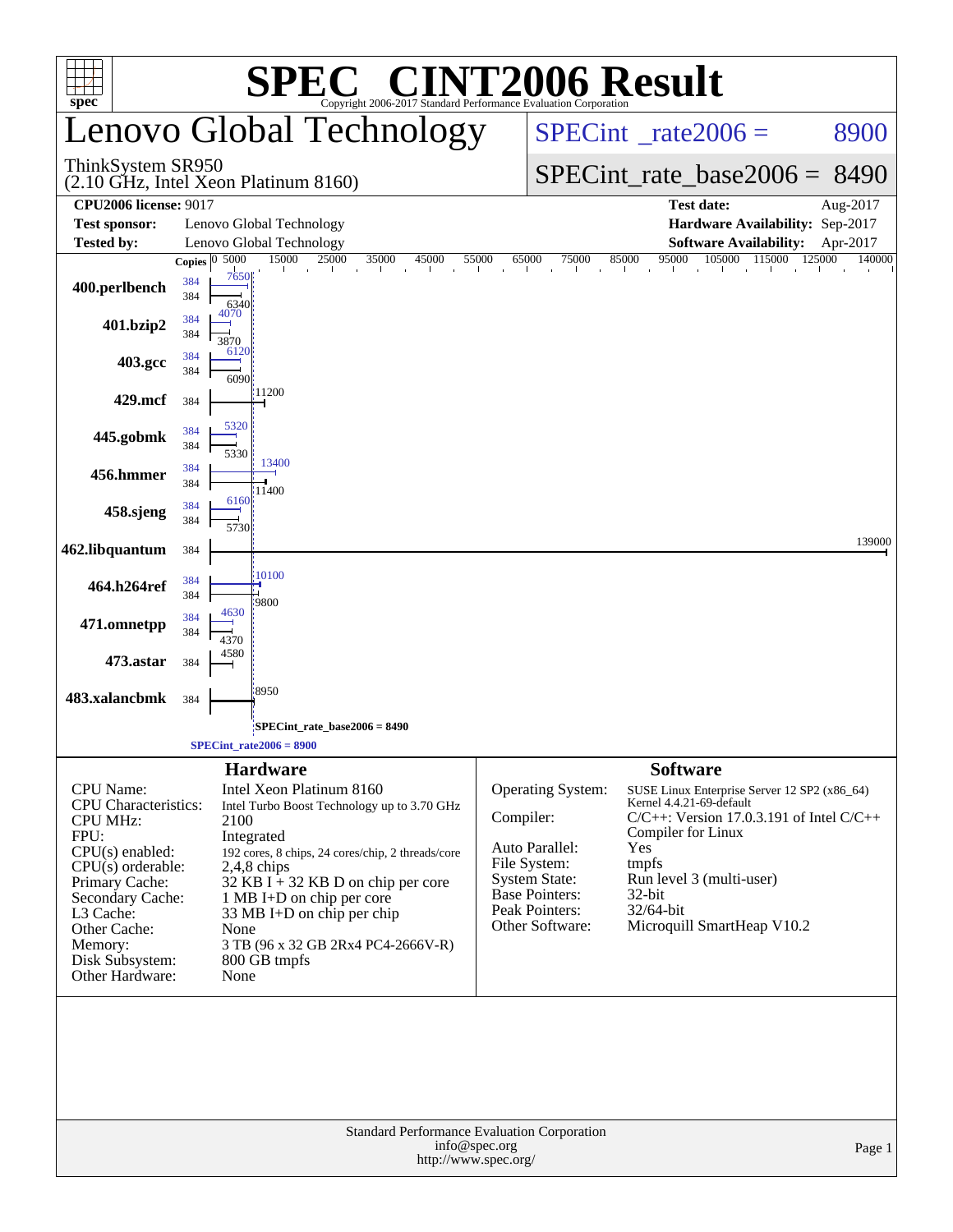# SPEC® CINT2006 Result

Copyright 2006-2017 Standard Performance Evaluation Corporation

## Lenovo Global Technology

ThinkSystem SR950
(2.10 GHz, Intel Xeon Platinum 8160)

SPECint_rate2006 = 8900

SPECint_rate_base2006 = 8490

| | | | |
|---|---|---|---|
| **CPU2006 license:** 9017 | | **Test date:** | Aug-2017 |
| **Test sponsor:** | Lenovo Global Technology | **Hardware Availability:** | Sep-2017 |
| **Tested by:** | Lenovo Global Technology | **Software Availability:** | Apr-2017 |

| Benchmark | Copies (peak) | Peak | Copies (base) | Base |
|---|---|---|---|---|
| 400.perlbench | 384 | 7650 | 384 | 6340 |
| 401.bzip2 | 384 | 4070 | 384 | 3870 |
| 403.gcc | 384 | 6120 | 384 | 6090 |
| 429.mcf | | | 384 | 11200 |
| 445.gobmk | 384 | 5320 | 384 | 5330 |
| 456.hmmer | 384 | 13400 | 384 | 11400 |
| 458.sjeng | 384 | 6160 | 384 | 5730 |
| 462.libquantum | | | 384 | 139000 |
| 464.h264ref | 384 | 10100 | 384 | 9800 |
| 471.omnetpp | 384 | 4630 | 384 | 4370 |
| 473.astar | | | 384 | 4580 |
| 483.xalancbmk | | | 384 | 8950 |

SPECint_rate_base2006 = 8490

SPECint_rate2006 = 8900

### Hardware

| | |
|---|---|
| CPU Name: | Intel Xeon Platinum 8160 |
| CPU Characteristics: | Intel Turbo Boost Technology up to 3.70 GHz |
| CPU MHz: | 2100 |
| FPU: | Integrated |
| CPU(s) enabled: | 192 cores, 8 chips, 24 cores/chip, 2 threads/core |
| CPU(s) orderable: | 2,4,8 chips |
| Primary Cache: | 32 KB I + 32 KB D on chip per core |
| Secondary Cache: | 1 MB I+D on chip per core |
| L3 Cache: | 33 MB I+D on chip per chip |
| Other Cache: | None |
| Memory: | 3 TB (96 x 32 GB 2Rx4 PC4-2666V-R) |
| Disk Subsystem: | 800 GB tmpfs |
| Other Hardware: | None |

### Software

| | |
|---|---|
| Operating System: | SUSE Linux Enterprise Server 12 SP2 (x86_64) Kernel 4.4.21-69-default |
| Compiler: | C/C++: Version 17.0.3.191 of Intel C/C++ Compiler for Linux |
| Auto Parallel: | Yes |
| File System: | tmpfs |
| System State: | Run level 3 (multi-user) |
| Base Pointers: | 32-bit |
| Peak Pointers: | 32/64-bit |
| Other Software: | Microquill SmartHeap V10.2 |

Standard Performance Evaluation Corporation
info@spec.org
http://www.spec.org/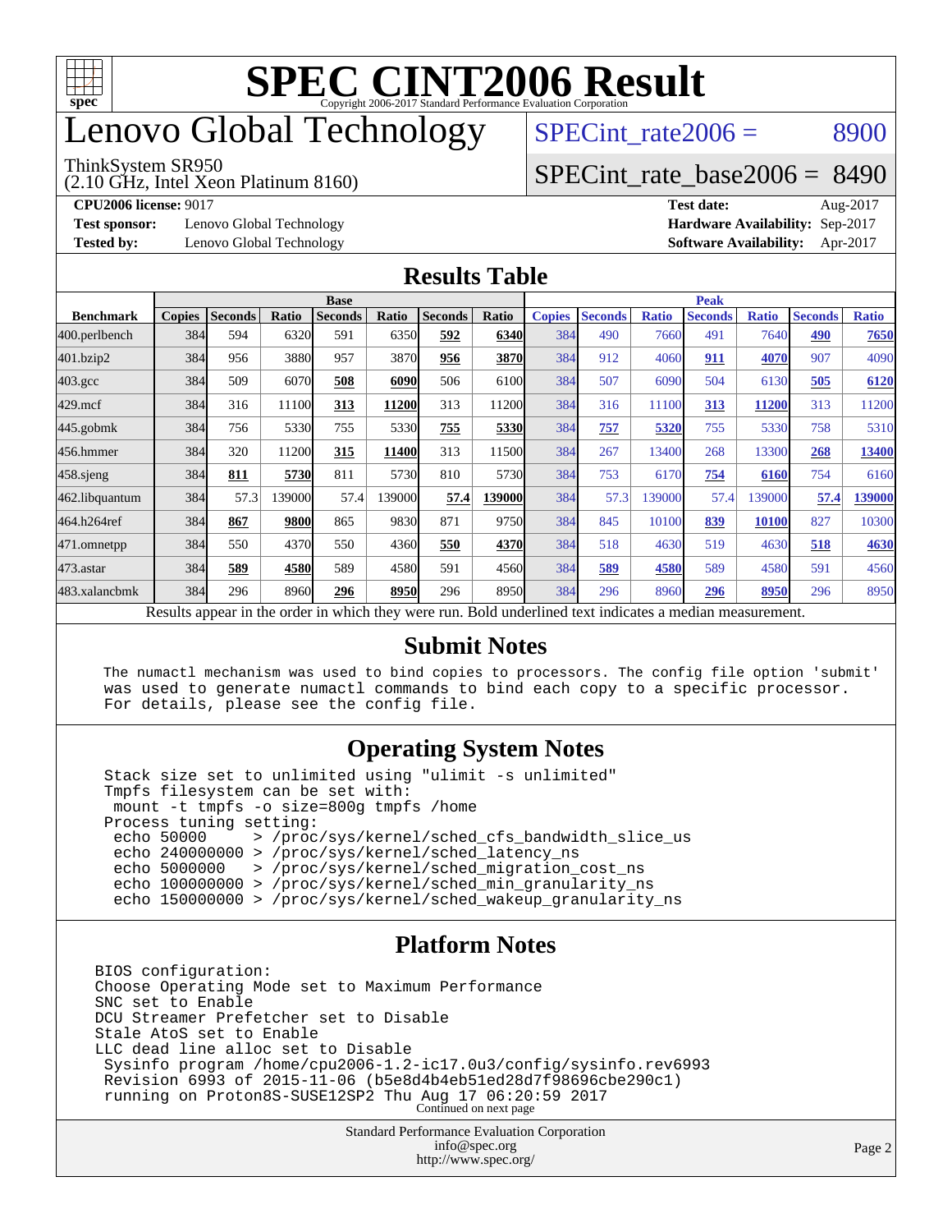# SPEC CINT2006 Result

Copyright 2006-2017 Standard Performance Evaluation Corporation

## Lenovo Global Technology

ThinkSystem SR950
(2.10 GHz, Intel Xeon Platinum 8160)

SPECint_rate2006 = 8900

SPECint_rate_base2006 = 8490

**CPU2006 license:** 9017
**Test sponsor:** Lenovo Global Technology
**Tested by:** Lenovo Global Technology

**Test date:** Aug-2017
**Hardware Availability:** Sep-2017
**Software Availability:** Apr-2017

## Results Table

| Benchmark | Base | | | | | | | Peak | | | | | | |
|---|---|---|---|---|---|---|---|---|---|---|---|---|---|---|
| | Copies | Seconds | Ratio | Seconds | Ratio | Seconds | Ratio | Copies | Seconds | Ratio | Seconds | Ratio | Seconds | Ratio |
| 400.perlbench | 384 | 594 | 6320 | 591 | 6350 | **592** | **6340** | 384 | 490 | 7660 | 491 | 7640 | **490** | **7650** |
| 401.bzip2 | 384 | 956 | 3880 | 957 | 3870 | **956** | **3870** | 384 | 912 | 4060 | **911** | **4070** | 907 | 4090 |
| 403.gcc | 384 | 509 | 6070 | **508** | **6090** | 506 | 6100 | 384 | 507 | 6090 | 504 | 6130 | **505** | **6120** |
| 429.mcf | 384 | 316 | 11100 | **313** | **11200** | 313 | 11200 | 384 | 316 | 11100 | **313** | **11200** | 313 | 11200 |
| 445.gobmk | 384 | 756 | 5330 | 755 | 5330 | **755** | **5330** | 384 | **757** | **5320** | 755 | 5330 | 758 | 5310 |
| 456.hmmer | 384 | 320 | 11200 | **315** | **11400** | 313 | 11500 | 384 | 267 | 13400 | 268 | 13300 | **268** | **13400** |
| 458.sjeng | 384 | **811** | **5730** | 811 | 5730 | 810 | 5730 | 384 | 753 | 6170 | **754** | **6160** | 754 | 6160 |
| 462.libquantum | 384 | 57.3 | 139000 | 57.4 | 139000 | **57.4** | **139000** | 384 | 57.3 | 139000 | 57.4 | 139000 | **57.4** | **139000** |
| 464.h264ref | 384 | **867** | **9800** | 865 | 9830 | 871 | 9750 | 384 | 845 | 10100 | **839** | **10100** | 827 | 10300 |
| 471.omnetpp | 384 | 550 | 4370 | 550 | 4360 | **550** | **4370** | 384 | 518 | 4630 | 519 | 4630 | **518** | **4630** |
| 473.astar | 384 | **589** | **4580** | 589 | 4580 | 591 | 4560 | 384 | **589** | **4580** | 589 | 4580 | 591 | 4560 |
| 483.xalancbmk | 384 | 296 | 8960 | **296** | **8950** | 296 | 8950 | 384 | 296 | 8960 | **296** | **8950** | 296 | 8950 |

Results appear in the order in which they were run. Bold underlined text indicates a median measurement.

## Submit Notes

```
The numactl mechanism was used to bind copies to processors. The config file option 'submit'
was used to generate numactl commands to bind each copy to a specific processor.
For details, please see the config file.
```

## Operating System Notes

```
Stack size set to unlimited using "ulimit -s unlimited"
Tmpfs filesystem can be set with:
 mount -t tmpfs -o size=800g tmpfs /home
Process tuning setting:
 echo 50000     > /proc/sys/kernel/sched_cfs_bandwidth_slice_us
 echo 240000000 > /proc/sys/kernel/sched_latency_ns
 echo 5000000   > /proc/sys/kernel/sched_migration_cost_ns
 echo 100000000 > /proc/sys/kernel/sched_min_granularity_ns
 echo 150000000 > /proc/sys/kernel/sched_wakeup_granularity_ns
```

## Platform Notes

```
BIOS configuration:
Choose Operating Mode set to Maximum Performance
SNC set to Enable
DCU Streamer Prefetcher set to Disable
Stale AtoS set to Enable
LLC dead line alloc set to Disable
 Sysinfo program /home/cpu2006-1.2-ic17.0u3/config/sysinfo.rev6993
 Revision 6993 of 2015-11-06 (b5e8d4b4eb51ed28d7f98696cbe290c1)
 running on Proton8S-SUSE12SP2 Thu Aug 17 06:20:59 2017
```

Continued on next page

Standard Performance Evaluation Corporation
info@spec.org
http://www.spec.org/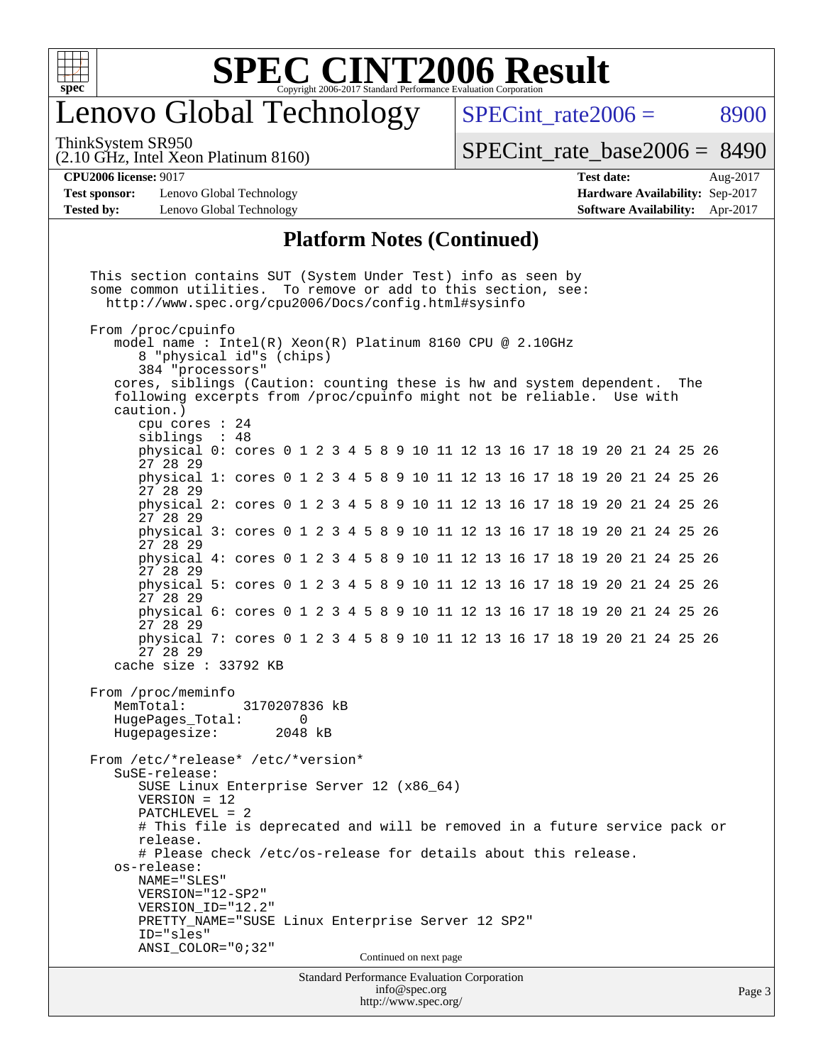# SPEC CINT2006 Result

Copyright 2006-2017 Standard Performance Evaluation Corporation

## Lenovo Global Technology

ThinkSystem SR950
(2.10 GHz, Intel Xeon Platinum 8160)

SPECint_rate2006 = 8900

SPECint_rate_base2006 = 8490

**CPU2006 license:** 9017
**Test sponsor:** Lenovo Global Technology
**Tested by:** Lenovo Global Technology

**Test date:** Aug-2017
**Hardware Availability:** Sep-2017
**Software Availability:** Apr-2017

### Platform Notes (Continued)

```
This section contains SUT (System Under Test) info as seen by
some common utilities.  To remove or add to this section, see:
  http://www.spec.org/cpu2006/Docs/config.html#sysinfo

From /proc/cpuinfo
   model name : Intel(R) Xeon(R) Platinum 8160 CPU @ 2.10GHz
      8 "physical id"s (chips)
      384 "processors"
   cores, siblings (Caution: counting these is hw and system dependent.  The
   following excerpts from /proc/cpuinfo might not be reliable.  Use with
   caution.)
      cpu cores : 24
      siblings  : 48
      physical 0: cores 0 1 2 3 4 5 8 9 10 11 12 13 16 17 18 19 20 21 24 25 26
      27 28 29
      physical 1: cores 0 1 2 3 4 5 8 9 10 11 12 13 16 17 18 19 20 21 24 25 26
      27 28 29
      physical 2: cores 0 1 2 3 4 5 8 9 10 11 12 13 16 17 18 19 20 21 24 25 26
      27 28 29
      physical 3: cores 0 1 2 3 4 5 8 9 10 11 12 13 16 17 18 19 20 21 24 25 26
      27 28 29
      physical 4: cores 0 1 2 3 4 5 8 9 10 11 12 13 16 17 18 19 20 21 24 25 26
      27 28 29
      physical 5: cores 0 1 2 3 4 5 8 9 10 11 12 13 16 17 18 19 20 21 24 25 26
      27 28 29
      physical 6: cores 0 1 2 3 4 5 8 9 10 11 12 13 16 17 18 19 20 21 24 25 26
      27 28 29
      physical 7: cores 0 1 2 3 4 5 8 9 10 11 12 13 16 17 18 19 20 21 24 25 26
      27 28 29
   cache size : 33792 KB

From /proc/meminfo
   MemTotal:       3170207836 kB
   HugePages_Total:       0
   Hugepagesize:       2048 kB

From /etc/*release* /etc/*version*
   SuSE-release:
      SUSE Linux Enterprise Server 12 (x86_64)
      VERSION = 12
      PATCHLEVEL = 2
      # This file is deprecated and will be removed in a future service pack or
      release.
      # Please check /etc/os-release for details about this release.
   os-release:
      NAME="SLES"
      VERSION="12-SP2"
      VERSION_ID="12.2"
      PRETTY_NAME="SUSE Linux Enterprise Server 12 SP2"
      ID="sles"
      ANSI_COLOR="0;32"
```

Continued on next page

Standard Performance Evaluation Corporation
info@spec.org
http://www.spec.org/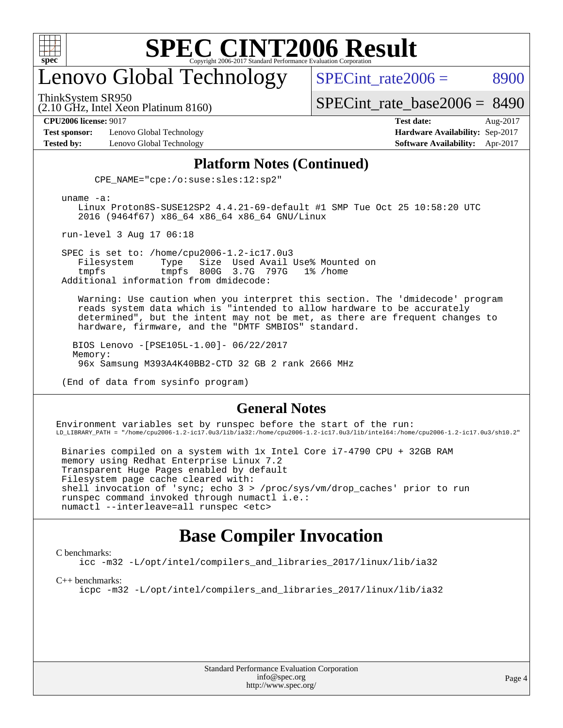## Platform Notes (Continued)

```
        CPE_NAME="cpe:/o:suse:sles:12:sp2"

    uname -a:
       Linux Proton8S-SUSE12SP2 4.4.21-69-default #1 SMP Tue Oct 25 10:58:20 UTC
       2016 (9464f67) x86_64 x86_64 x86_64 GNU/Linux

    run-level 3 Aug 17 06:18

    SPEC is set to: /home/cpu2006-1.2-ic17.0u3
       Filesystem     Type   Size  Used Avail Use% Mounted on
       tmpfs          tmpfs  800G  3.7G  797G   1% /home
    Additional information from dmidecode:

       Warning: Use caution when you interpret this section. The 'dmidecode' program
       reads system data which is "intended to allow hardware to be accurately
       determined", but the intent may not be met, as there are frequent changes to
       hardware, firmware, and the "DMTF SMBIOS" standard.

      BIOS Lenovo -[PSE105L-1.00]- 06/22/2017
      Memory:
       96x Samsung M393A4K40BB2-CTD 32 GB 2 rank 2666 MHz

    (End of data from sysinfo program)
```

## General Notes

```
Environment variables set by runspec before the start of the run:
LD_LIBRARY_PATH = "/home/cpu2006-1.2-ic17.0u3/lib/ia32:/home/cpu2006-1.2-ic17.0u3/lib/intel64:/home/cpu2006-1.2-ic17.0u3/sh10.2"

 Binaries compiled on a system with 1x Intel Core i7-4790 CPU + 32GB RAM
 memory using Redhat Enterprise Linux 7.2
 Transparent Huge Pages enabled by default
 Filesystem page cache cleared with:
 shell invocation of 'sync; echo 3 > /proc/sys/vm/drop_caches' prior to run
 runspec command invoked through numactl i.e.:
 numactl --interleave=all runspec <etc>
```

# Base Compiler Invocation

C benchmarks:

```
icc -m32 -L/opt/intel/compilers_and_libraries_2017/linux/lib/ia32
```

C++ benchmarks:

```
icpc -m32 -L/opt/intel/compilers_and_libraries_2017/linux/lib/ia32
```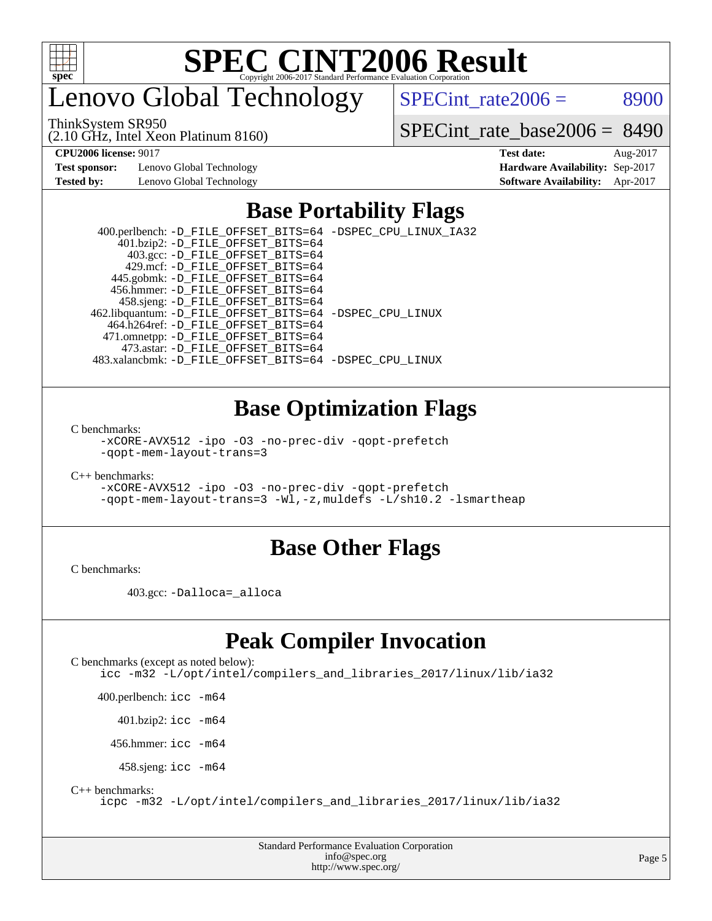# Lenovo Global Technology

ThinkSystem SR950
(2.10 GHz, Intel Xeon Platinum 8160)

SPECint_rate2006 = 8900

SPECint_rate_base2006 = 8490

| | | | |
|---|---|---|---|
| **CPU2006 license:** 9017 | | **Test date:** | Aug-2017 |
| **Test sponsor:** | Lenovo Global Technology | **Hardware Availability:** | Sep-2017 |
| **Tested by:** | Lenovo Global Technology | **Software Availability:** | Apr-2017 |

## Base Portability Flags

400.perlbench: -D_FILE_OFFSET_BITS=64 -DSPEC_CPU_LINUX_IA32
401.bzip2: -D_FILE_OFFSET_BITS=64
403.gcc: -D_FILE_OFFSET_BITS=64
429.mcf: -D_FILE_OFFSET_BITS=64
445.gobmk: -D_FILE_OFFSET_BITS=64
456.hmmer: -D_FILE_OFFSET_BITS=64
458.sjeng: -D_FILE_OFFSET_BITS=64
462.libquantum: -D_FILE_OFFSET_BITS=64 -DSPEC_CPU_LINUX
464.h264ref: -D_FILE_OFFSET_BITS=64
471.omnetpp: -D_FILE_OFFSET_BITS=64
473.astar: -D_FILE_OFFSET_BITS=64
483.xalancbmk: -D_FILE_OFFSET_BITS=64 -DSPEC_CPU_LINUX

## Base Optimization Flags

C benchmarks:
-xCORE-AVX512 -ipo -O3 -no-prec-div -qopt-prefetch
-qopt-mem-layout-trans=3

C++ benchmarks:
-xCORE-AVX512 -ipo -O3 -no-prec-div -qopt-prefetch
-qopt-mem-layout-trans=3 -Wl,-z,muldefs -L/sh10.2 -lsmartheap

## Base Other Flags

C benchmarks:

403.gcc: -Dalloca=_alloca

## Peak Compiler Invocation

C benchmarks (except as noted below):
icc -m32 -L/opt/intel/compilers_and_libraries_2017/linux/lib/ia32

400.perlbench: icc -m64

401.bzip2: icc -m64

456.hmmer: icc -m64

458.sjeng: icc -m64

C++ benchmarks:
icpc -m32 -L/opt/intel/compilers_and_libraries_2017/linux/lib/ia32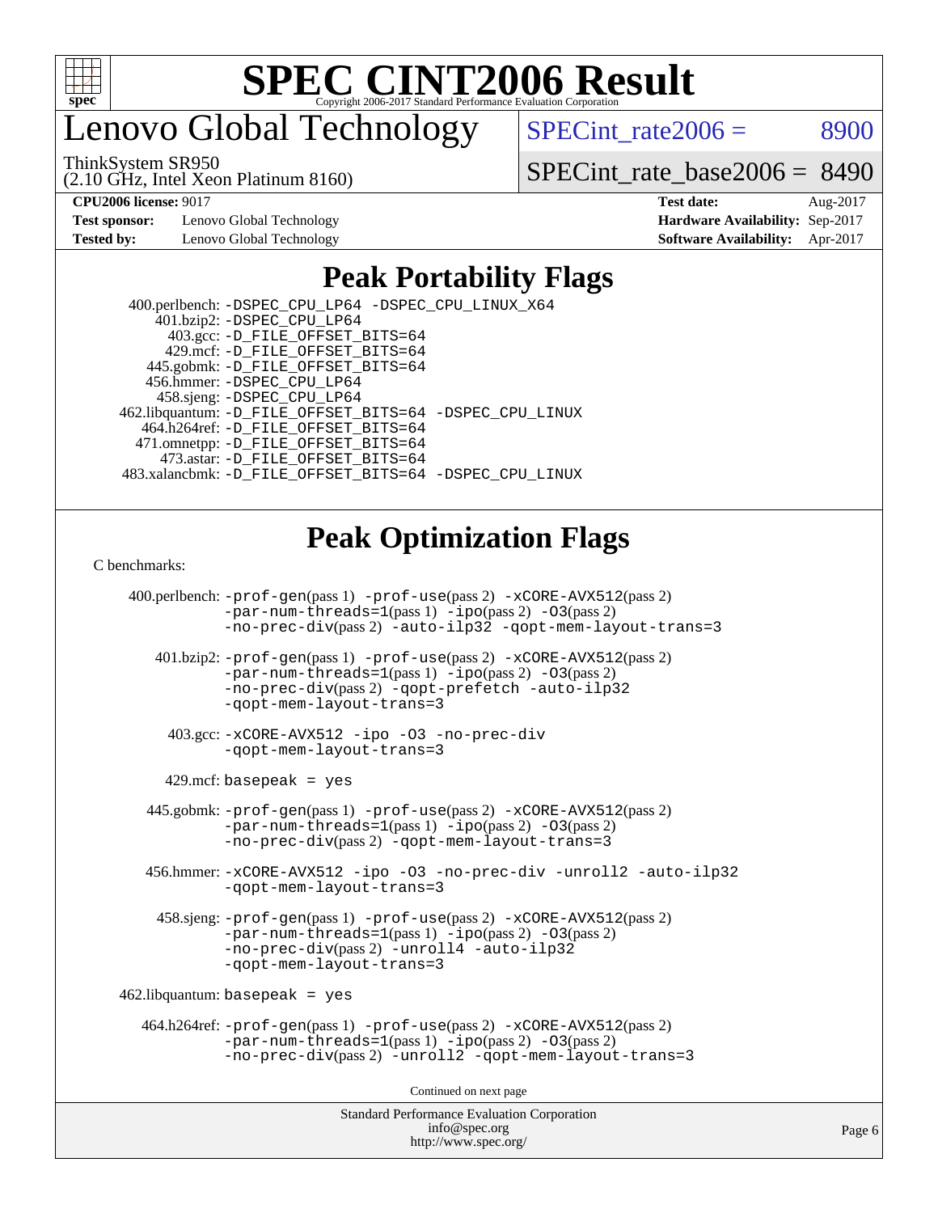# SPEC CINT2006 Result

Copyright 2006-2017 Standard Performance Evaluation Corporation

## Lenovo Global Technology

ThinkSystem SR950
(2.10 GHz, Intel Xeon Platinum 8160)

SPECint_rate2006 = 8900

SPECint_rate_base2006 = 8490

| | | | |
|---|---|---|---|
| **CPU2006 license:** 9017 | | **Test date:** | Aug-2017 |
| **Test sponsor:** | Lenovo Global Technology | **Hardware Availability:** | Sep-2017 |
| **Tested by:** | Lenovo Global Technology | **Software Availability:** | Apr-2017 |

## Peak Portability Flags

400.perlbench: -DSPEC_CPU_LP64 -DSPEC_CPU_LINUX_X64
401.bzip2: -DSPEC_CPU_LP64
403.gcc: -D_FILE_OFFSET_BITS=64
429.mcf: -D_FILE_OFFSET_BITS=64
445.gobmk: -D_FILE_OFFSET_BITS=64
456.hmmer: -DSPEC_CPU_LP64
458.sjeng: -DSPEC_CPU_LP64
462.libquantum: -D_FILE_OFFSET_BITS=64 -DSPEC_CPU_LINUX
464.h264ref: -D_FILE_OFFSET_BITS=64
471.omnetpp: -D_FILE_OFFSET_BITS=64
473.astar: -D_FILE_OFFSET_BITS=64
483.xalancbmk: -D_FILE_OFFSET_BITS=64 -DSPEC_CPU_LINUX

## Peak Optimization Flags

C benchmarks:

400.perlbench: -prof-gen(pass 1) -prof-use(pass 2) -xCORE-AVX512(pass 2) -par-num-threads=1(pass 1) -ipo(pass 2) -O3(pass 2) -no-prec-div(pass 2) -auto-ilp32 -qopt-mem-layout-trans=3

401.bzip2: -prof-gen(pass 1) -prof-use(pass 2) -xCORE-AVX512(pass 2) -par-num-threads=1(pass 1) -ipo(pass 2) -O3(pass 2) -no-prec-div(pass 2) -qopt-prefetch -auto-ilp32 -qopt-mem-layout-trans=3

403.gcc: -xCORE-AVX512 -ipo -O3 -no-prec-div -qopt-mem-layout-trans=3

429.mcf: basepeak = yes

445.gobmk: -prof-gen(pass 1) -prof-use(pass 2) -xCORE-AVX512(pass 2) -par-num-threads=1(pass 1) -ipo(pass 2) -O3(pass 2) -no-prec-div(pass 2) -qopt-mem-layout-trans=3

456.hmmer: -xCORE-AVX512 -ipo -O3 -no-prec-div -unroll2 -auto-ilp32 -qopt-mem-layout-trans=3

458.sjeng: -prof-gen(pass 1) -prof-use(pass 2) -xCORE-AVX512(pass 2) -par-num-threads=1(pass 1) -ipo(pass 2) -O3(pass 2) -no-prec-div(pass 2) -unroll4 -auto-ilp32 -qopt-mem-layout-trans=3

462.libquantum: basepeak = yes

464.h264ref: -prof-gen(pass 1) -prof-use(pass 2) -xCORE-AVX512(pass 2) -par-num-threads=1(pass 1) -ipo(pass 2) -O3(pass 2) -no-prec-div(pass 2) -unroll2 -qopt-mem-layout-trans=3

Continued on next page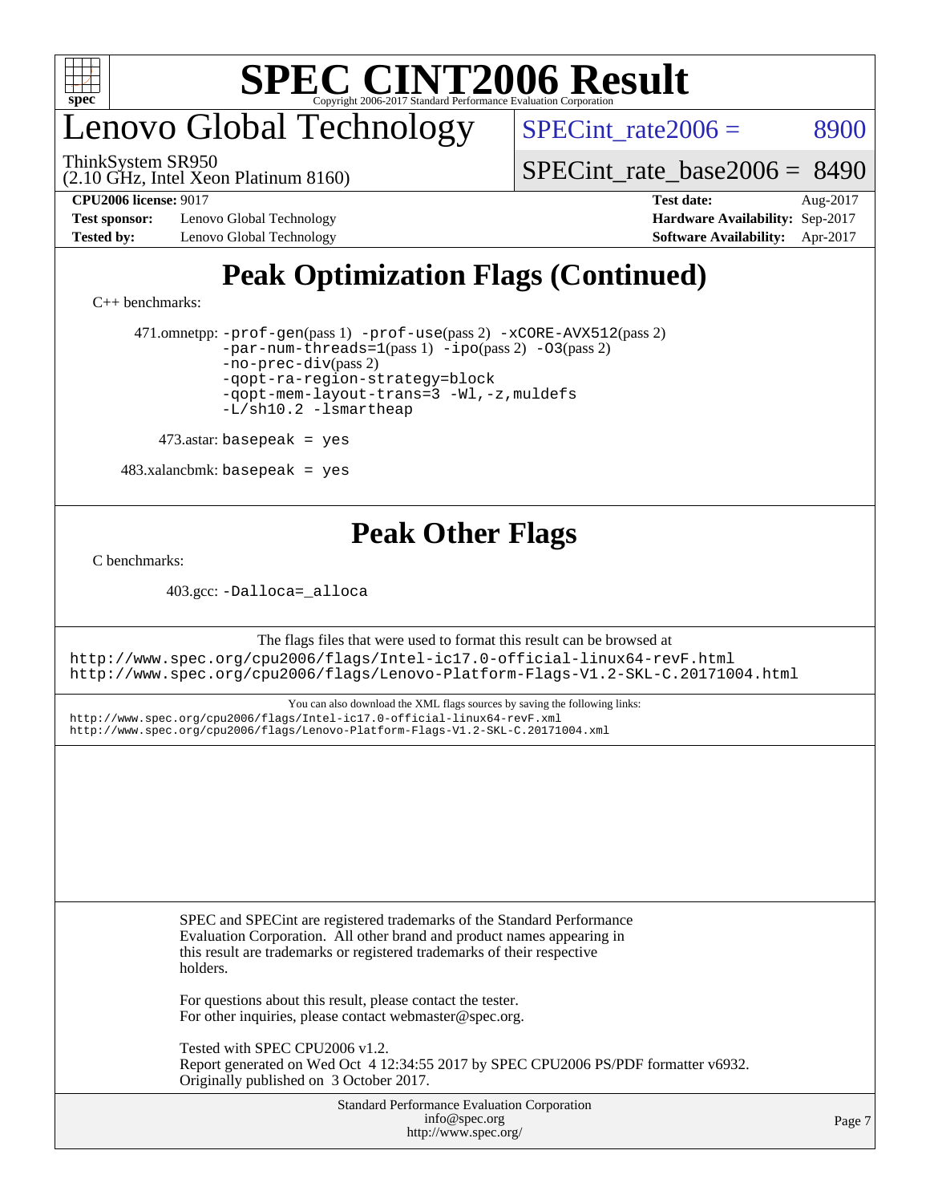# Peak Optimization Flags (Continued)

C++ benchmarks:

471.omnetpp: `-prof-gen`(pass 1) `-prof-use`(pass 2) `-xCORE-AVX512`(pass 2) `-par-num-threads=1`(pass 1) `-ipo`(pass 2) `-O3`(pass 2) `-no-prec-div`(pass 2) `-qopt-ra-region-strategy=block` `-qopt-mem-layout-trans=3` `-Wl,-z,muldefs` `-L/sh10.2` `-lsmartheap`

473.astar: `basepeak = yes`

483.xalancbmk: `basepeak = yes`

# Peak Other Flags

C benchmarks:

403.gcc: `-Dalloca=_alloca`

The flags files that were used to format this result can be browsed at
http://www.spec.org/cpu2006/flags/Intel-ic17.0-official-linux64-revF.html
http://www.spec.org/cpu2006/flags/Lenovo-Platform-Flags-V1.2-SKL-C.20171004.html

You can also download the XML flags sources by saving the following links:
http://www.spec.org/cpu2006/flags/Intel-ic17.0-official-linux64-revF.xml
http://www.spec.org/cpu2006/flags/Lenovo-Platform-Flags-V1.2-SKL-C.20171004.xml

SPEC and SPECint are registered trademarks of the Standard Performance Evaluation Corporation. All other brand and product names appearing in this result are trademarks or registered trademarks of their respective holders.

For questions about this result, please contact the tester.
For other inquiries, please contact webmaster@spec.org.

Tested with SPEC CPU2006 v1.2.
Report generated on Wed Oct 4 12:34:55 2017 by SPEC CPU2006 PS/PDF formatter v6932.
Originally published on 3 October 2017.